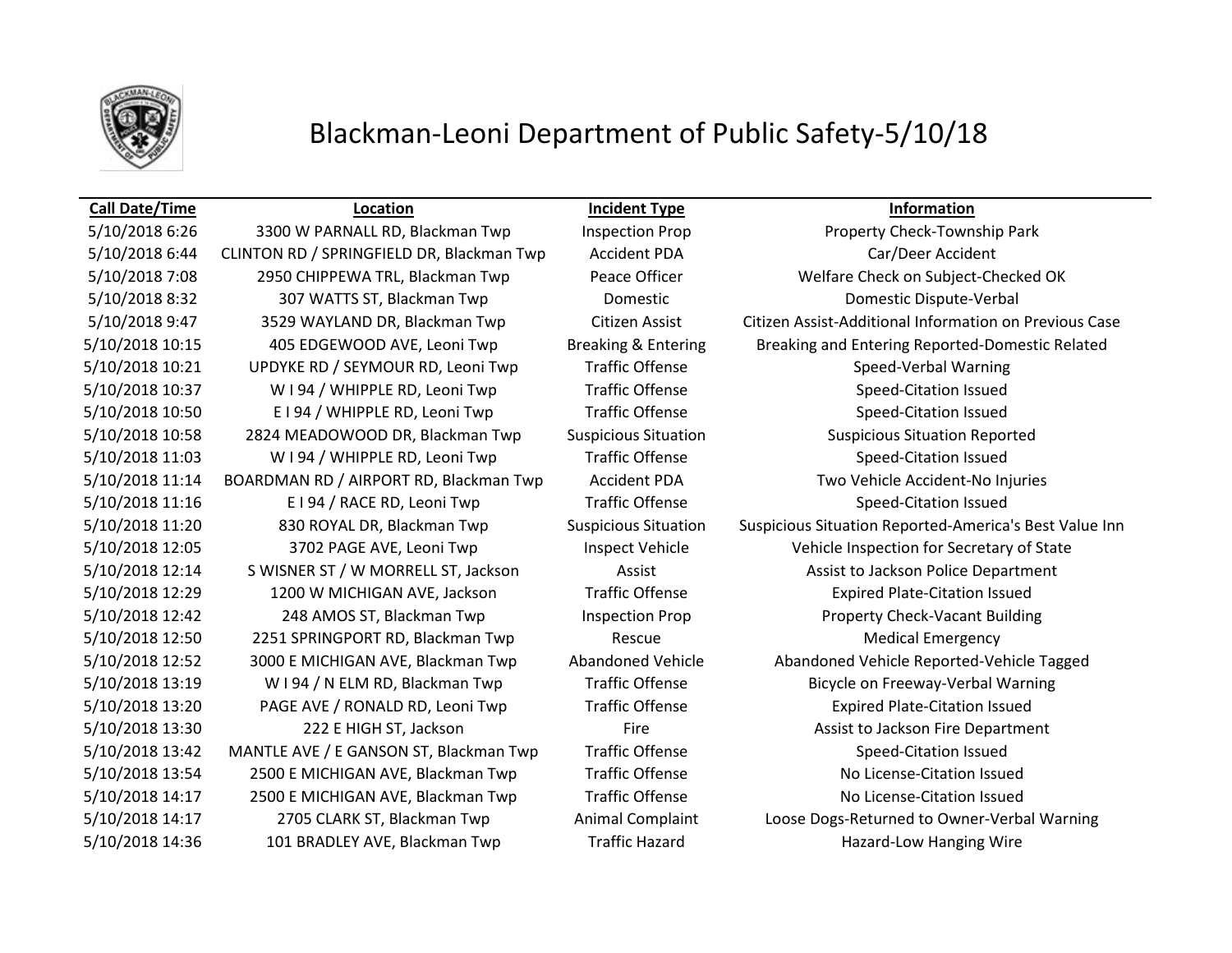# Blackman-Leoni Department of Public Safety-5/10/18

| Call Date/Time | Location | Incident Type | Information |
|---|---|---|---|
| 5/10/2018 6:26 | 3300 W PARNALL RD, Blackman Twp | Inspection Prop | Property Check-Township Park |
| 5/10/2018 6:44 | CLINTON RD / SPRINGFIELD DR, Blackman Twp | Accident PDA | Car/Deer Accident |
| 5/10/2018 7:08 | 2950 CHIPPEWA TRL, Blackman Twp | Peace Officer | Welfare Check on Subject-Checked OK |
| 5/10/2018 8:32 | 307 WATTS ST, Blackman Twp | Domestic | Domestic Dispute-Verbal |
| 5/10/2018 9:47 | 3529 WAYLAND DR, Blackman Twp | Citizen Assist | Citizen Assist-Additional Information on Previous Case |
| 5/10/2018 10:15 | 405 EDGEWOOD AVE, Leoni Twp | Breaking & Entering | Breaking and Entering Reported-Domestic Related |
| 5/10/2018 10:21 | UPDYKE RD / SEYMOUR RD, Leoni Twp | Traffic Offense | Speed-Verbal Warning |
| 5/10/2018 10:37 | W I 94 / WHIPPLE RD, Leoni Twp | Traffic Offense | Speed-Citation Issued |
| 5/10/2018 10:50 | E I 94 / WHIPPLE RD, Leoni Twp | Traffic Offense | Speed-Citation Issued |
| 5/10/2018 10:58 | 2824 MEADOWOOD DR, Blackman Twp | Suspicious Situation | Suspicious Situation Reported |
| 5/10/2018 11:03 | W I 94 / WHIPPLE RD, Leoni Twp | Traffic Offense | Speed-Citation Issued |
| 5/10/2018 11:14 | BOARDMAN RD / AIRPORT RD, Blackman Twp | Accident PDA | Two Vehicle Accident-No Injuries |
| 5/10/2018 11:16 | E I 94 / RACE RD, Leoni Twp | Traffic Offense | Speed-Citation Issued |
| 5/10/2018 11:20 | 830 ROYAL DR, Blackman Twp | Suspicious Situation | Suspicious Situation Reported-America's Best Value Inn |
| 5/10/2018 12:05 | 3702 PAGE AVE, Leoni Twp | Inspect Vehicle | Vehicle Inspection for Secretary of State |
| 5/10/2018 12:14 | S WISNER ST / W MORRELL ST, Jackson | Assist | Assist to Jackson Police Department |
| 5/10/2018 12:29 | 1200 W MICHIGAN AVE, Jackson | Traffic Offense | Expired Plate-Citation Issued |
| 5/10/2018 12:42 | 248 AMOS ST, Blackman Twp | Inspection Prop | Property Check-Vacant Building |
| 5/10/2018 12:50 | 2251 SPRINGPORT RD, Blackman Twp | Rescue | Medical Emergency |
| 5/10/2018 12:52 | 3000 E MICHIGAN AVE, Blackman Twp | Abandoned Vehicle | Abandoned Vehicle Reported-Vehicle Tagged |
| 5/10/2018 13:19 | W I 94 / N ELM RD, Blackman Twp | Traffic Offense | Bicycle on Freeway-Verbal Warning |
| 5/10/2018 13:20 | PAGE AVE / RONALD RD, Leoni Twp | Traffic Offense | Expired Plate-Citation Issued |
| 5/10/2018 13:30 | 222 E HIGH ST, Jackson | Fire | Assist to Jackson Fire Department |
| 5/10/2018 13:42 | MANTLE AVE / E GANSON ST, Blackman Twp | Traffic Offense | Speed-Citation Issued |
| 5/10/2018 13:54 | 2500 E MICHIGAN AVE, Blackman Twp | Traffic Offense | No License-Citation Issued |
| 5/10/2018 14:17 | 2500 E MICHIGAN AVE, Blackman Twp | Traffic Offense | No License-Citation Issued |
| 5/10/2018 14:17 | 2705 CLARK ST, Blackman Twp | Animal Complaint | Loose Dogs-Returned to Owner-Verbal Warning |
| 5/10/2018 14:36 | 101 BRADLEY AVE, Blackman Twp | Traffic Hazard | Hazard-Low Hanging Wire |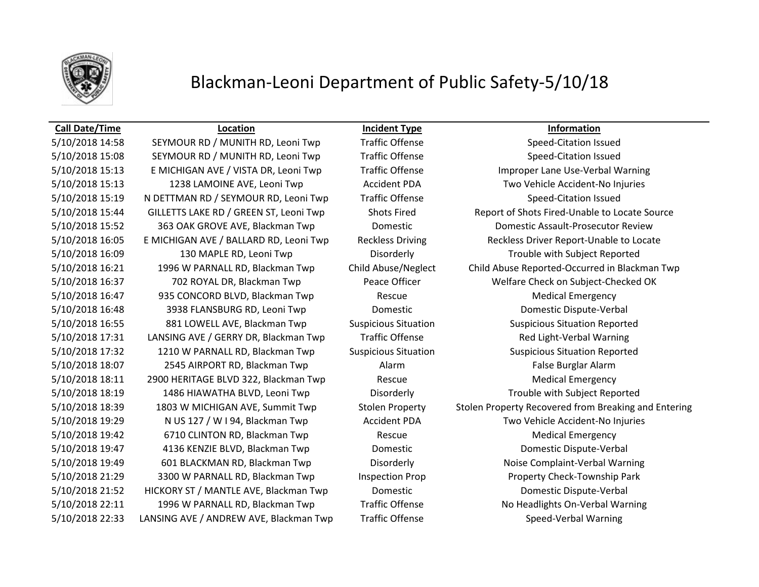# Blackman-Leoni Department of Public Safety-5/10/18

| Call Date/Time | Location | Incident Type | Information |
|---|---|---|---|
| 5/10/2018 14:58 | SEYMOUR RD / MUNITH RD, Leoni Twp | Traffic Offense | Speed-Citation Issued |
| 5/10/2018 15:08 | SEYMOUR RD / MUNITH RD, Leoni Twp | Traffic Offense | Speed-Citation Issued |
| 5/10/2018 15:13 | E MICHIGAN AVE / VISTA DR, Leoni Twp | Traffic Offense | Improper Lane Use-Verbal Warning |
| 5/10/2018 15:13 | 1238 LAMOINE AVE, Leoni Twp | Accident PDA | Two Vehicle Accident-No Injuries |
| 5/10/2018 15:19 | N DETTMAN RD / SEYMOUR RD, Leoni Twp | Traffic Offense | Speed-Citation Issued |
| 5/10/2018 15:44 | GILLETTS LAKE RD / GREEN ST, Leoni Twp | Shots Fired | Report of Shots Fired-Unable to Locate Source |
| 5/10/2018 15:52 | 363 OAK GROVE AVE, Blackman Twp | Domestic | Domestic Assault-Prosecutor Review |
| 5/10/2018 16:05 | E MICHIGAN AVE / BALLARD RD, Leoni Twp | Reckless Driving | Reckless Driver Report-Unable to Locate |
| 5/10/2018 16:09 | 130 MAPLE RD, Leoni Twp | Disorderly | Trouble with Subject Reported |
| 5/10/2018 16:21 | 1996 W PARNALL RD, Blackman Twp | Child Abuse/Neglect | Child Abuse Reported-Occurred in Blackman Twp |
| 5/10/2018 16:37 | 702 ROYAL DR, Blackman Twp | Peace Officer | Welfare Check on Subject-Checked OK |
| 5/10/2018 16:47 | 935 CONCORD BLVD, Blackman Twp | Rescue | Medical Emergency |
| 5/10/2018 16:48 | 3938 FLANSBURG RD, Leoni Twp | Domestic | Domestic Dispute-Verbal |
| 5/10/2018 16:55 | 881 LOWELL AVE, Blackman Twp | Suspicious Situation | Suspicious Situation Reported |
| 5/10/2018 17:31 | LANSING AVE / GERRY DR, Blackman Twp | Traffic Offense | Red Light-Verbal Warning |
| 5/10/2018 17:32 | 1210 W PARNALL RD, Blackman Twp | Suspicious Situation | Suspicious Situation Reported |
| 5/10/2018 18:07 | 2545 AIRPORT RD, Blackman Twp | Alarm | False Burglar Alarm |
| 5/10/2018 18:11 | 2900 HERITAGE BLVD 322, Blackman Twp | Rescue | Medical Emergency |
| 5/10/2018 18:19 | 1486 HIAWATHA BLVD, Leoni Twp | Disorderly | Trouble with Subject Reported |
| 5/10/2018 18:39 | 1803 W MICHIGAN AVE, Summit Twp | Stolen Property | Stolen Property Recovered from Breaking and Entering |
| 5/10/2018 19:29 | N US 127 / W I 94, Blackman Twp | Accident PDA | Two Vehicle Accident-No Injuries |
| 5/10/2018 19:42 | 6710 CLINTON RD, Blackman Twp | Rescue | Medical Emergency |
| 5/10/2018 19:47 | 4136 KENZIE BLVD, Blackman Twp | Domestic | Domestic Dispute-Verbal |
| 5/10/2018 19:49 | 601 BLACKMAN RD, Blackman Twp | Disorderly | Noise Complaint-Verbal Warning |
| 5/10/2018 21:29 | 3300 W PARNALL RD, Blackman Twp | Inspection Prop | Property Check-Township Park |
| 5/10/2018 21:52 | HICKORY ST / MANTLE AVE, Blackman Twp | Domestic | Domestic Dispute-Verbal |
| 5/10/2018 22:11 | 1996 W PARNALL RD, Blackman Twp | Traffic Offense | No Headlights On-Verbal Warning |
| 5/10/2018 22:33 | LANSING AVE / ANDREW AVE, Blackman Twp | Traffic Offense | Speed-Verbal Warning |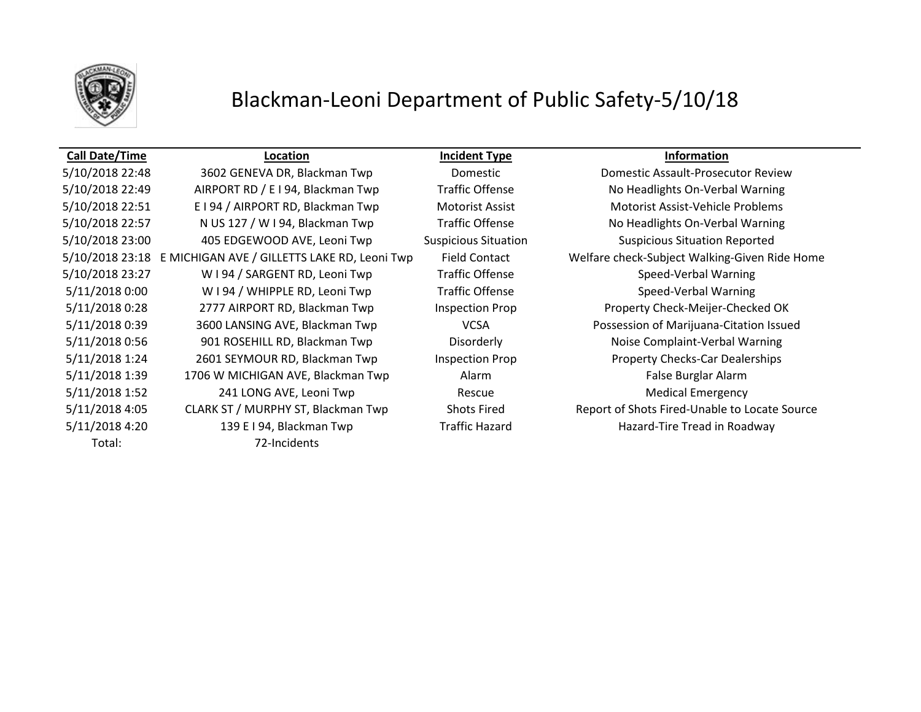# Blackman-Leoni Department of Public Safety-5/10/18

| Call Date/Time | Location | Incident Type | Information |
|---|---|---|---|
| 5/10/2018 22:48 | 3602 GENEVA DR, Blackman Twp | Domestic | Domestic Assault-Prosecutor Review |
| 5/10/2018 22:49 | AIRPORT RD / E I 94, Blackman Twp | Traffic Offense | No Headlights On-Verbal Warning |
| 5/10/2018 22:51 | E I 94 / AIRPORT RD, Blackman Twp | Motorist Assist | Motorist Assist-Vehicle Problems |
| 5/10/2018 22:57 | N US 127 / W I 94, Blackman Twp | Traffic Offense | No Headlights On-Verbal Warning |
| 5/10/2018 23:00 | 405 EDGEWOOD AVE, Leoni Twp | Suspicious Situation | Suspicious Situation Reported |
| 5/10/2018 23:18 | E MICHIGAN AVE / GILLETTS LAKE RD, Leoni Twp | Field Contact | Welfare check-Subject Walking-Given Ride Home |
| 5/10/2018 23:27 | W I 94 / SARGENT RD, Leoni Twp | Traffic Offense | Speed-Verbal Warning |
| 5/11/2018 0:00 | W I 94 / WHIPPLE RD, Leoni Twp | Traffic Offense | Speed-Verbal Warning |
| 5/11/2018 0:28 | 2777 AIRPORT RD, Blackman Twp | Inspection Prop | Property Check-Meijer-Checked OK |
| 5/11/2018 0:39 | 3600 LANSING AVE, Blackman Twp | VCSA | Possession of Marijuana-Citation Issued |
| 5/11/2018 0:56 | 901 ROSEHILL RD, Blackman Twp | Disorderly | Noise Complaint-Verbal Warning |
| 5/11/2018 1:24 | 2601 SEYMOUR RD, Blackman Twp | Inspection Prop | Property Checks-Car Dealerships |
| 5/11/2018 1:39 | 1706 W MICHIGAN AVE, Blackman Twp | Alarm | False Burglar Alarm |
| 5/11/2018 1:52 | 241 LONG AVE, Leoni Twp | Rescue | Medical Emergency |
| 5/11/2018 4:05 | CLARK ST / MURPHY ST, Blackman Twp | Shots Fired | Report of Shots Fired-Unable to Locate Source |
| 5/11/2018 4:20 | 139 E I 94, Blackman Twp | Traffic Hazard | Hazard-Tire Tread in Roadway |
| Total: | 72-Incidents | | |